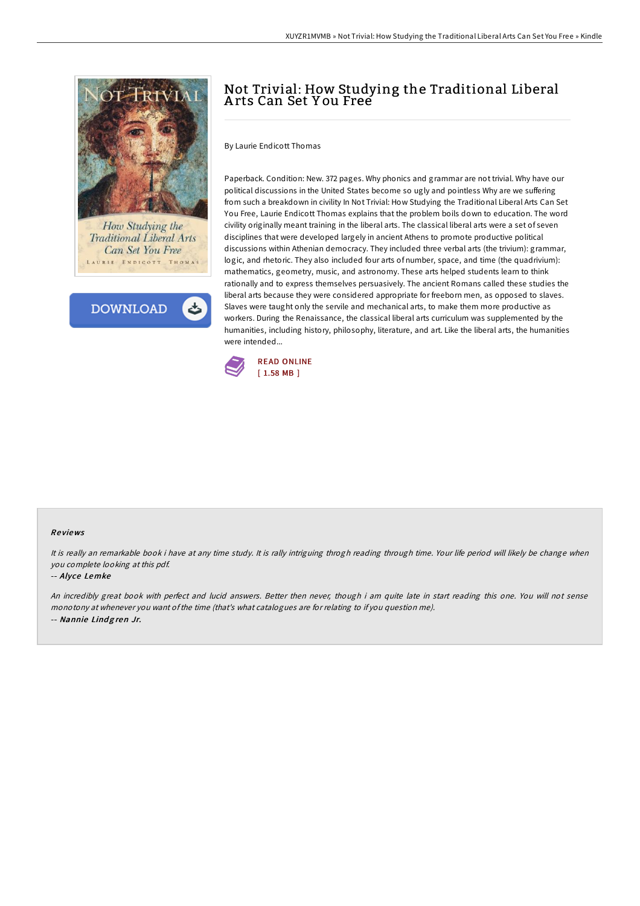# Not Trivial: How Studying the Traditional Liberal Arts Can Set You Free

By Laurie Endicott Thomas

Paperback. Condition: New. 372 pages. Why phonics and grammar are not trivial. Why have our political discussions in the United States become so ugly and pointless Why are we suffering from such a breakdown in civility In Not Trivial: How Studying the Traditional Liberal Arts Can Set You Free, Laurie Endicott Thomas explains that the problem boils down to education. The word civility originally meant training in the liberal arts. The classical liberal arts were a set of seven disciplines that were developed largely in ancient Athens to promote productive political discussions within Athenian democracy. They included three verbal arts (the trivium): grammar, logic, and rhetoric. They also included four arts of number, space, and time (the quadrivium): mathematics, geometry, music, and astronomy. These arts helped students learn to think rationally and to express themselves persuasively. The ancient Romans called these studies the liberal arts because they were considered appropriate for freeborn men, as opposed to slaves. Slaves were taught only the servile and mechanical arts, to make them more productive as workers. During the Renaissance, the classical liberal arts curriculum was supplemented by the humanities, including history, philosophy, literature, and art. Like the liberal arts, the humanities were intended...

READ ONLINE
[ 1.58 MB ]

### Reviews

*It is really an remarkable book i have at any time study. It is rally intriguing throgh reading through time. Your life period will likely be change when you complete looking at this pdf.*

-- ***Alyce Lemke***

*An incredibly great book with perfect and lucid answers. Better then never, though i am quite late in start reading this one. You will not sense monotony at whenever you want of the time (that's what catalogues are for relating to if you question me).*

-- ***Nannie Lindgren Jr.***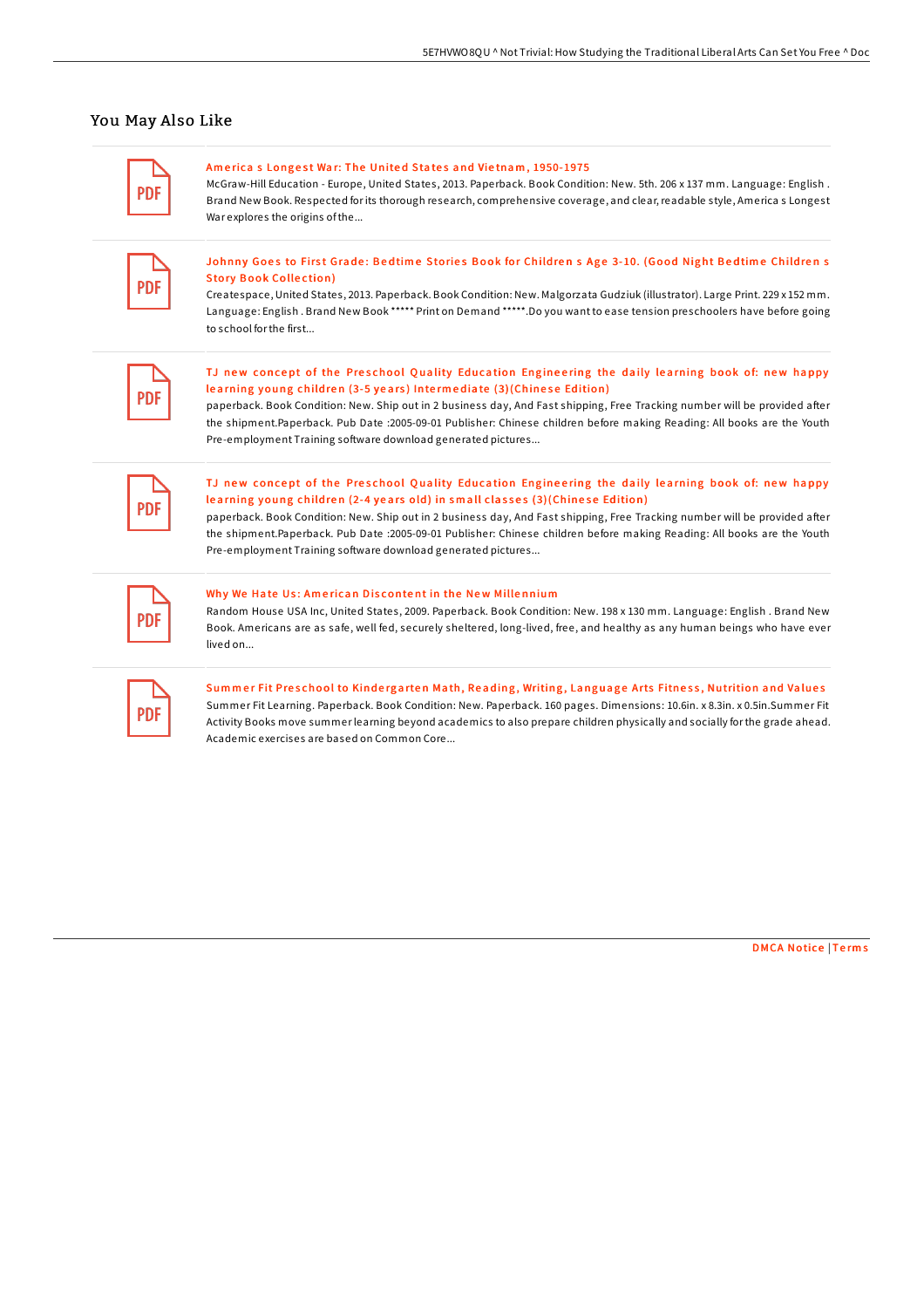## You May Also Like

**America s Longest War: The United States and Vietnam, 1950-1975**

McGraw-Hill Education - Europe, United States, 2013. Paperback. Book Condition: New. 5th. 206 x 137 mm. Language: English . Brand New Book. Respected for its thorough research, comprehensive coverage, and clear, readable style, America s Longest War explores the origins of the...

**Johnny Goes to First Grade: Bedtime Stories Book for Children s Age 3-10. (Good Night Bedtime Children s Story Book Collection)**

Createspace, United States, 2013. Paperback. Book Condition: New. Malgorzata Gudziuk (illustrator). Large Print. 229 x 152 mm. Language: English . Brand New Book ***** Print on Demand *****.Do you want to ease tension preschoolers have before going to school for the first...

**TJ new concept of the Preschool Quality Education Engineering the daily learning book of: new happy learning young children (3-5 years) Intermediate (3)(Chinese Edition)**

paperback. Book Condition: New. Ship out in 2 business day, And Fast shipping, Free Tracking number will be provided after the shipment.Paperback. Pub Date :2005-09-01 Publisher: Chinese children before making Reading: All books are the Youth Pre-employment Training software download generated pictures...

**TJ new concept of the Preschool Quality Education Engineering the daily learning book of: new happy learning young children (2-4 years old) in small classes (3)(Chinese Edition)**

paperback. Book Condition: New. Ship out in 2 business day, And Fast shipping, Free Tracking number will be provided after the shipment.Paperback. Pub Date :2005-09-01 Publisher: Chinese children before making Reading: All books are the Youth Pre-employment Training software download generated pictures...

**Why We Hate Us: American Discontent in the New Millennium**

Random House USA Inc, United States, 2009. Paperback. Book Condition: New. 198 x 130 mm. Language: English . Brand New Book. Americans are as safe, well fed, securely sheltered, long-lived, free, and healthy as any human beings who have ever lived on...

**Summer Fit Preschool to Kindergarten Math, Reading, Writing, Language Arts Fitness, Nutrition and Values**

Summer Fit Learning. Paperback. Book Condition: New. Paperback. 160 pages. Dimensions: 10.6in. x 8.3in. x 0.5in.Summer Fit Activity Books move summer learning beyond academics to also prepare children physically and socially for the grade ahead. Academic exercises are based on Common Core...